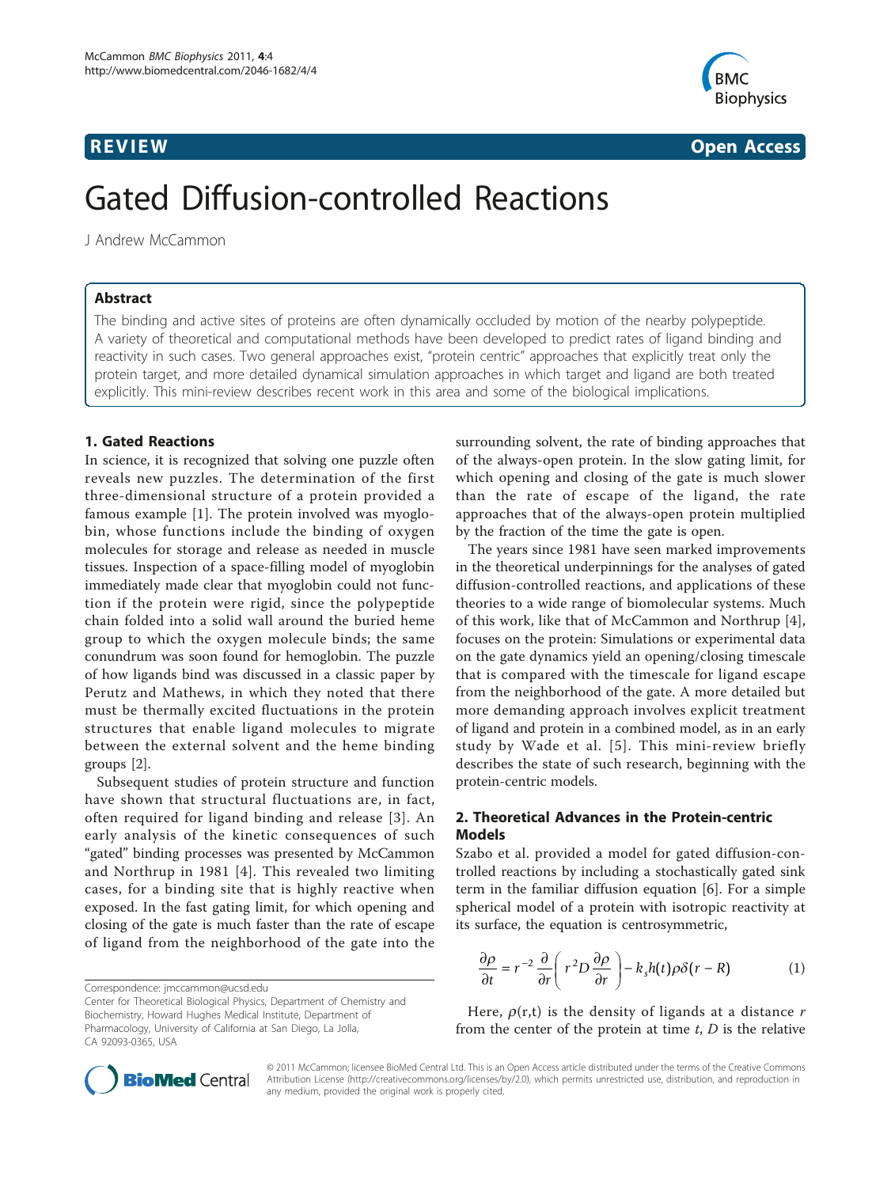REVIEW Open Access

# Gated Diffusion-controlled Reactions

J Andrew McCammon

## Abstract

The binding and active sites of proteins are often dynamically occluded by motion of the nearby polypeptide. A variety of theoretical and computational methods have been developed to predict rates of ligand binding and reactivity in such cases. Two general approaches exist, "protein centric" approaches that explicitly treat only the protein target, and more detailed dynamical simulation approaches in which target and ligand are both treated explicitly. This mini-review describes recent work in this area and some of the biological implications.

## 1. Gated Reactions

In science, it is recognized that solving one puzzle often reveals new puzzles. The determination of the first three-dimensional structure of a protein provided a famous example [1]. The protein involved was myoglobin, whose functions include the binding of oxygen molecules for storage and release as needed in muscle tissues. Inspection of a space-filling model of myoglobin immediately made clear that myoglobin could not function if the protein were rigid, since the polypeptide chain folded into a solid wall around the buried heme group to which the oxygen molecule binds; the same conundrum was soon found for hemoglobin. The puzzle of how ligands bind was discussed in a classic paper by Perutz and Mathews, in which they noted that there must be thermally excited fluctuations in the protein structures that enable ligand molecules to migrate between the external solvent and the heme binding groups [2].

Subsequent studies of protein structure and function have shown that structural fluctuations are, in fact, often required for ligand binding and release [3]. An early analysis of the kinetic consequences of such "gated" binding processes was presented by McCammon and Northrup in 1981 [4]. This revealed two limiting cases, for a binding site that is highly reactive when exposed. In the fast gating limit, for which opening and closing of the gate is much faster than the rate of escape of ligand from the neighborhood of the gate into the surrounding solvent, the rate of binding approaches that of the always-open protein. In the slow gating limit, for which opening and closing of the gate is much slower than the rate of escape of the ligand, the rate approaches that of the always-open protein multiplied by the fraction of the time the gate is open.

The years since 1981 have seen marked improvements in the theoretical underpinnings for the analyses of gated diffusion-controlled reactions, and applications of these theories to a wide range of biomolecular systems. Much of this work, like that of McCammon and Northrup [4], focuses on the protein: Simulations or experimental data on the gate dynamics yield an opening/closing timescale that is compared with the timescale for ligand escape from the neighborhood of the gate. A more detailed but more demanding approach involves explicit treatment of ligand and protein in a combined model, as in an early study by Wade et al. [5]. This mini-review briefly describes the state of such research, beginning with the protein-centric models.

## 2. Theoretical Advances in the Protein-centric Models

Szabo et al. provided a model for gated diffusion-controlled reactions by including a stochastically gated sink term in the familiar diffusion equation [6]. For a simple spherical model of a protein with isotropic reactivity at its surface, the equation is centrosymmetric,

$$\frac{\partial \rho}{\partial t} = r^{-2}\frac{\partial}{\partial r}\left(r^2 D\frac{\partial \rho}{\partial r}\right) - k_s h(t)\rho\delta(r-R) \tag{1}$$

Here, $\rho(r,t)$ is the density of ligands at a distance $r$ from the center of the protein at time $t$, $D$ is the relative

Correspondence: jmccammon@ucsd.edu

Center for Theoretical Biological Physics, Department of Chemistry and Biochemistry, Howard Hughes Medical Institute, Department of Pharmacology, University of California at San Diego, La Jolla, CA 92093-0365, USA

© 2011 McCammon; licensee BioMed Central Ltd. This is an Open Access article distributed under the terms of the Creative Commons Attribution License (http://creativecommons.org/licenses/by/2.0), which permits unrestricted use, distribution, and reproduction in any medium, provided the original work is properly cited.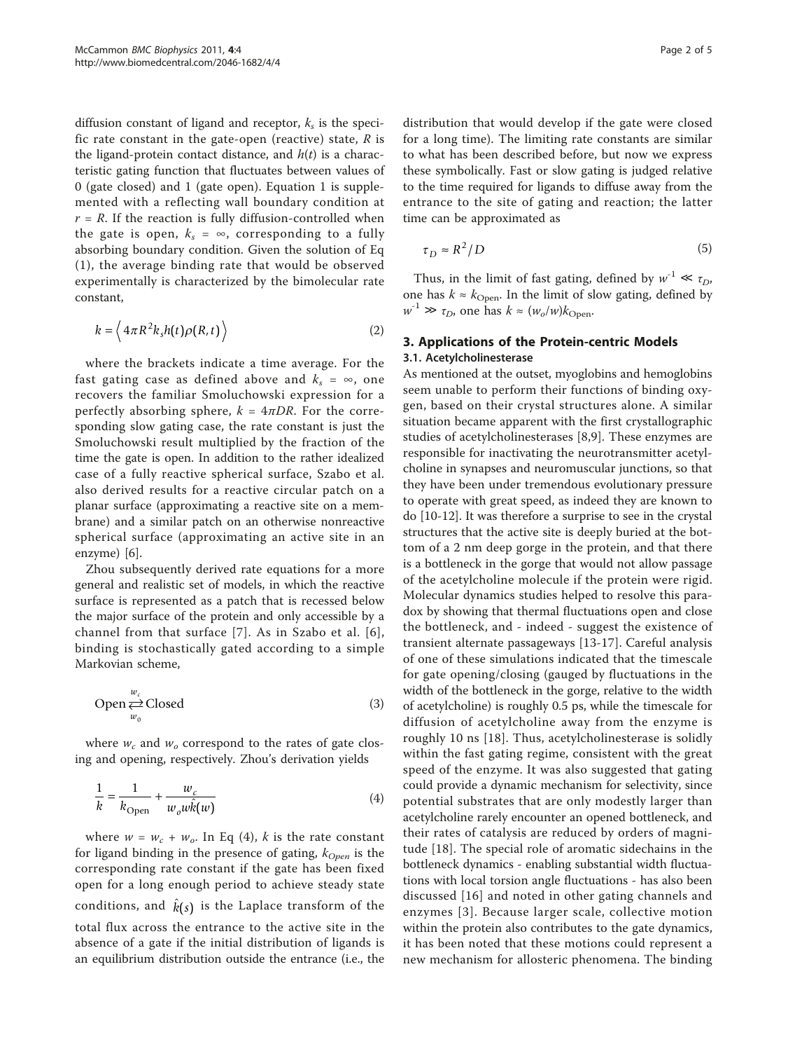diffusion constant of ligand and receptor, $k_s$ is the specific rate constant in the gate-open (reactive) state, $R$ is the ligand-protein contact distance, and $h(t)$ is a characteristic gating function that fluctuates between values of 0 (gate closed) and 1 (gate open). Equation 1 is supplemented with a reflecting wall boundary condition at $r = R$. If the reaction is fully diffusion-controlled when the gate is open, $k_s = \infty$, corresponding to a fully absorbing boundary condition. Given the solution of Eq (1), the average binding rate that would be observed experimentally is characterized by the bimolecular rate constant,

$$k = \left\langle 4\pi R^2 k_s h(t) \rho(R,t) \right\rangle \tag{2}$$

where the brackets indicate a time average. For the fast gating case as defined above and $k_s = \infty$, one recovers the familiar Smoluchowski expression for a perfectly absorbing sphere, $k = 4\pi DR$. For the corresponding slow gating case, the rate constant is just the Smoluchowski result multiplied by the fraction of the time the gate is open. In addition to the rather idealized case of a fully reactive spherical surface, Szabo et al. also derived results for a reactive circular patch on a planar surface (approximating a reactive site on a membrane) and a similar patch on an otherwise nonreactive spherical surface (approximating an active site in an enzyme) [6].

Zhou subsequently derived rate equations for a more general and realistic set of models, in which the reactive surface is represented as a patch that is recessed below the major surface of the protein and only accessible by a channel from that surface [7]. As in Szabo et al. [6], binding is stochastically gated according to a simple Markovian scheme,

$$\text{Open} \underset{w_o}{\overset{w_c}{\rightleftarrows}} \text{Closed} \tag{3}$$

where $w_c$ and $w_o$ correspond to the rates of gate closing and opening, respectively. Zhou's derivation yields

$$\frac{1}{k} = \frac{1}{k_{\text{Open}}} + \frac{w_c}{w_o w \hat{k}(w)} \tag{4}$$

where $w = w_c + w_o$. In Eq (4), $k$ is the rate constant for ligand binding in the presence of gating, $k_{Open}$ is the corresponding rate constant if the gate has been fixed open for a long enough period to achieve steady state conditions, and $\hat{k}(s)$ is the Laplace transform of the total flux across the entrance to the active site in the absence of a gate if the initial distribution of ligands is an equilibrium distribution outside the entrance (i.e., the distribution that would develop if the gate were closed for a long time). The limiting rate constants are similar to what has been described before, but now we express these symbolically. Fast or slow gating is judged relative to the time required for ligands to diffuse away from the entrance to the site of gating and reaction; the latter time can be approximated as

$$\tau_D \approx R^2/D \tag{5}$$

Thus, in the limit of fast gating, defined by $w^{-1} \ll \tau_D$, one has $k \approx k_{\text{Open}}$. In the limit of slow gating, defined by $w^{-1} \gg \tau_D$, one has $k \approx (w_o/w)k_{\text{Open}}$.

## 3. Applications of the Protein-centric Models

### 3.1. Acetylcholinesterase

As mentioned at the outset, myoglobins and hemoglobins seem unable to perform their functions of binding oxygen, based on their crystal structures alone. A similar situation became apparent with the first crystallographic studies of acetylcholinesterases [8,9]. These enzymes are responsible for inactivating the neurotransmitter acetylcholine in synapses and neuromuscular junctions, so that they have been under tremendous evolutionary pressure to operate with great speed, as indeed they are known to do [10-12]. It was therefore a surprise to see in the crystal structures that the active site is deeply buried at the bottom of a 2 nm deep gorge in the protein, and that there is a bottleneck in the gorge that would not allow passage of the acetylcholine molecule if the protein were rigid. Molecular dynamics studies helped to resolve this paradox by showing that thermal fluctuations open and close the bottleneck, and - indeed - suggest the existence of transient alternate passageways [13-17]. Careful analysis of one of these simulations indicated that the timescale for gate opening/closing (gauged by fluctuations in the width of the bottleneck in the gorge, relative to the width of acetylcholine) is roughly 0.5 ps, while the timescale for diffusion of acetylcholine away from the enzyme is roughly 10 ns [18]. Thus, acetylcholinesterase is solidly within the fast gating regime, consistent with the great speed of the enzyme. It was also suggested that gating could provide a dynamic mechanism for selectivity, since potential substrates that are only modestly larger than acetylcholine rarely encounter an opened bottleneck, and their rates of catalysis are reduced by orders of magnitude [18]. The special role of aromatic sidechains in the bottleneck dynamics - enabling substantial width fluctuations with local torsion angle fluctuations - has also been discussed [16] and noted in other gating channels and enzymes [3]. Because larger scale, collective motion within the protein also contributes to the gate dynamics, it has been noted that these motions could represent a new mechanism for allosteric phenomena. The binding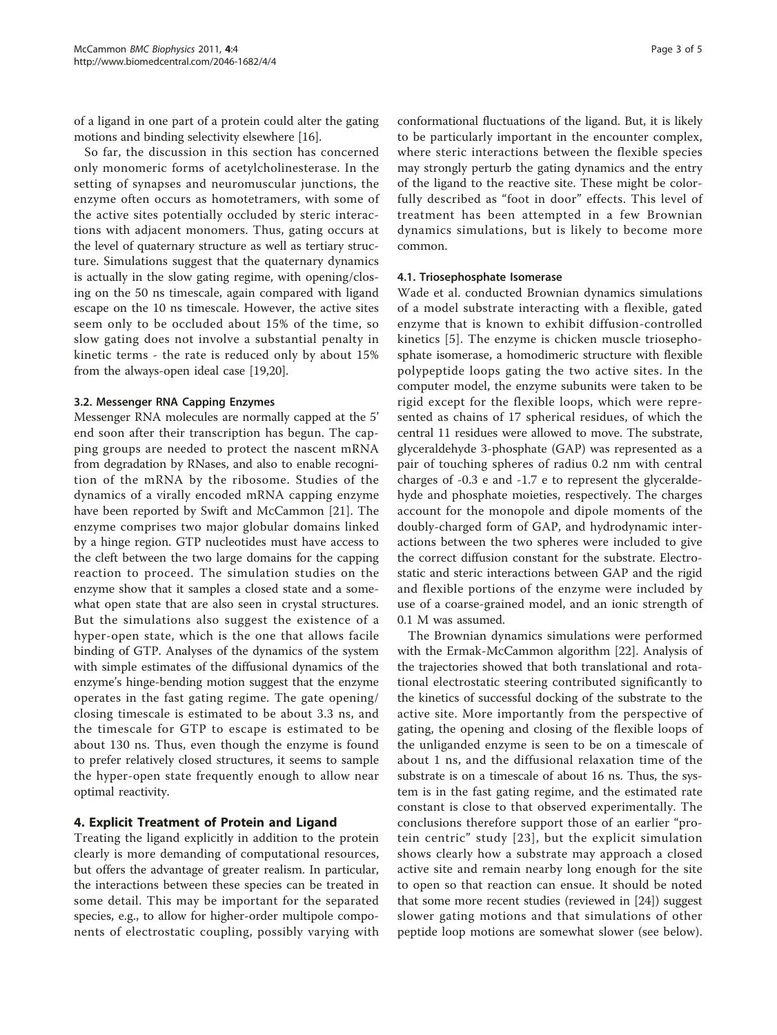of a ligand in one part of a protein could alter the gating motions and binding selectivity elsewhere [16].

So far, the discussion in this section has concerned only monomeric forms of acetylcholinesterase. In the setting of synapses and neuromuscular junctions, the enzyme often occurs as homotetramers, with some of the active sites potentially occluded by steric interactions with adjacent monomers. Thus, gating occurs at the level of quaternary structure as well as tertiary structure. Simulations suggest that the quaternary dynamics is actually in the slow gating regime, with opening/closing on the 50 ns timescale, again compared with ligand escape on the 10 ns timescale. However, the active sites seem only to be occluded about 15% of the time, so slow gating does not involve a substantial penalty in kinetic terms - the rate is reduced only by about 15% from the always-open ideal case [19,20].

### 3.2. Messenger RNA Capping Enzymes

Messenger RNA molecules are normally capped at the 5' end soon after their transcription has begun. The capping groups are needed to protect the nascent mRNA from degradation by RNases, and also to enable recognition of the mRNA by the ribosome. Studies of the dynamics of a virally encoded mRNA capping enzyme have been reported by Swift and McCammon [21]. The enzyme comprises two major globular domains linked by a hinge region. GTP nucleotides must have access to the cleft between the two large domains for the capping reaction to proceed. The simulation studies on the enzyme show that it samples a closed state and a somewhat open state that are also seen in crystal structures. But the simulations also suggest the existence of a hyper-open state, which is the one that allows facile binding of GTP. Analyses of the dynamics of the system with simple estimates of the diffusional dynamics of the enzyme's hinge-bending motion suggest that the enzyme operates in the fast gating regime. The gate opening/closing timescale is estimated to be about 3.3 ns, and the timescale for GTP to escape is estimated to be about 130 ns. Thus, even though the enzyme is found to prefer relatively closed structures, it seems to sample the hyper-open state frequently enough to allow near optimal reactivity.

## 4. Explicit Treatment of Protein and Ligand

Treating the ligand explicitly in addition to the protein clearly is more demanding of computational resources, but offers the advantage of greater realism. In particular, the interactions between these species can be treated in some detail. This may be important for the separated species, e.g., to allow for higher-order multipole components of electrostatic coupling, possibly varying with conformational fluctuations of the ligand. But, it is likely to be particularly important in the encounter complex, where steric interactions between the flexible species may strongly perturb the gating dynamics and the entry of the ligand to the reactive site. These might be colorfully described as "foot in door" effects. This level of treatment has been attempted in a few Brownian dynamics simulations, but is likely to become more common.

### 4.1. Triosephosphate Isomerase

Wade et al. conducted Brownian dynamics simulations of a model substrate interacting with a flexible, gated enzyme that is known to exhibit diffusion-controlled kinetics [5]. The enzyme is chicken muscle triosephosphate isomerase, a homodimeric structure with flexible polypeptide loops gating the two active sites. In the computer model, the enzyme subunits were taken to be rigid except for the flexible loops, which were represented as chains of 17 spherical residues, of which the central 11 residues were allowed to move. The substrate, glyceraldehyde 3-phosphate (GAP) was represented as a pair of touching spheres of radius 0.2 nm with central charges of -0.3 e and -1.7 e to represent the glyceraldehyde and phosphate moieties, respectively. The charges account for the monopole and dipole moments of the doubly-charged form of GAP, and hydrodynamic interactions between the two spheres were included to give the correct diffusion constant for the substrate. Electrostatic and steric interactions between GAP and the rigid and flexible portions of the enzyme were included by use of a coarse-grained model, and an ionic strength of 0.1 M was assumed.

The Brownian dynamics simulations were performed with the Ermak-McCammon algorithm [22]. Analysis of the trajectories showed that both translational and rotational electrostatic steering contributed significantly to the kinetics of successful docking of the substrate to the active site. More importantly from the perspective of gating, the opening and closing of the flexible loops of the unliganded enzyme is seen to be on a timescale of about 1 ns, and the diffusional relaxation time of the substrate is on a timescale of about 16 ns. Thus, the system is in the fast gating regime, and the estimated rate constant is close to that observed experimentally. The conclusions therefore support those of an earlier "protein centric" study [23], but the explicit simulation shows clearly how a substrate may approach a closed active site and remain nearby long enough for the site to open so that reaction can ensue. It should be noted that some more recent studies (reviewed in [24]) suggest slower gating motions and that simulations of other peptide loop motions are somewhat slower (see below).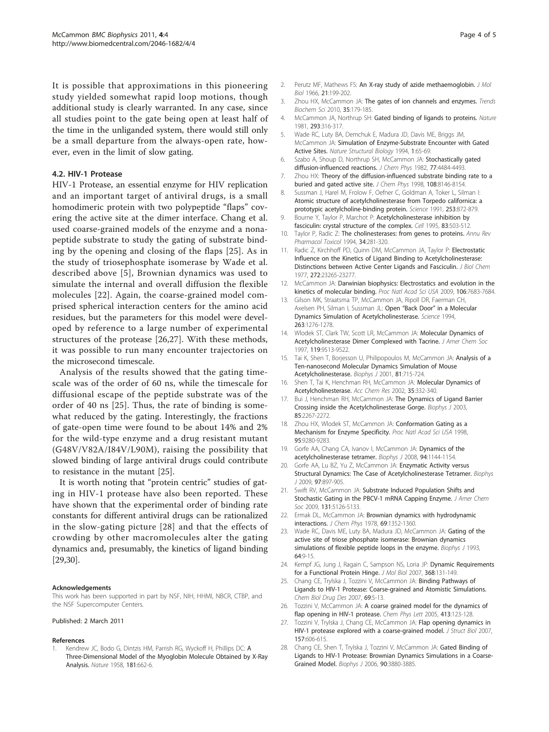It is possible that approximations in this pioneering study yielded somewhat rapid loop motions, though additional study is clearly warranted. In any case, since all studies point to the gate being open at least half of the time in the unliganded system, there would still only be a small departure from the always-open rate, however, even in the limit of slow gating.

### 4.2. HIV-1 Protease

HIV-1 Protease, an essential enzyme for HIV replication and an important target of antiviral drugs, is a small homodimeric protein with two polypeptide "flaps" covering the active site at the dimer interface. Chang et al. used coarse-grained models of the enzyme and a nonapeptide substrate to study the gating of substrate binding by the opening and closing of the flaps [25]. As in the study of triosephosphate isomerase by Wade et al. described above [5], Brownian dynamics was used to simulate the internal and overall diffusion the flexible molecules [22]. Again, the coarse-grained model comprised spherical interaction centers for the amino acid residues, but the parameters for this model were developed by reference to a large number of experimental structures of the protease [26,27]. With these methods, it was possible to run many encounter trajectories on the microsecond timescale.

Analysis of the results showed that the gating timescale was of the order of 60 ns, while the timescale for diffusional escape of the peptide substrate was of the order of 40 ns [25]. Thus, the rate of binding is somewhat reduced by the gating. Interestingly, the fractions of gate-open time were found to be about 14% and 2% for the wild-type enzyme and a drug resistant mutant (G48V/V82A/I84V/L90M), raising the possibility that slowed binding of large antiviral drugs could contribute to resistance in the mutant [25].

It is worth noting that "protein centric" studies of gating in HIV-1 protease have also been reported. These have shown that the experimental order of binding rate constants for different antiviral drugs can be rationalized in the slow-gating picture [28] and that the effects of crowding by other macromolecules alter the gating dynamics and, presumably, the kinetics of ligand binding [29,30].

#### Acknowledgements

This work has been supported in part by NSF, NIH, HHMI, NBCR, CTBP, and the NSF Supercomputer Centers.

Published: 2 March 2011

#### References

1. Kendrew JC, Bodo G, Dintzis HM, Parrish RG, Wyckoff H, Phillips DC: A Three-Dimensional Model of the Myoglobin Molecule Obtained by X-Ray Analysis. *Nature* 1958, **181**:662-6.
2. Perutz MF, Mathews FS: An X-ray study of azide methaemoglobin. *J Mol Biol* 1966, **21**:199-202.
3. Zhou HX, McCammon JA: The gates of ion channels and enzymes. *Trends Biochem Sci* 2010, **35**:179-185.
4. McCammon JA, Northrup SH: Gated binding of ligands to proteins. *Nature* 1981, **293**:316-317.
5. Wade RC, Luty BA, Demchuk E, Madura JD, Davis ME, Briggs JM, McCammon JA: Simulation of Enzyme-Substrate Encounter with Gated Active Sites. *Nature Structural Biology* 1994, **1**:65-69.
6. Szabo A, Shoup D, Northrup SH, McCammon JA: Stochastically gated diffusion-influenced reactions. *J Chem Phys* 1982, **77**:4484-4493.
7. Zhou HX: Theory of the diffusion-influenced substrate binding rate to a buried and gated active site. *J Chem Phys* 1998, **108**:8146-8154.
8. Sussman J, Harel M, Frolow F, Oefner C, Goldman A, Toker L, Silman I: Atomic structure of acetylcholinesterase from Torpedo californica: a prototypic acetylcholine-binding protein. *Science* 1991, **253**:872-879.
9. Bourne Y, Taylor P, Marchot P: Acetylcholinesterase inhibition by fasciculin: crystal structure of the complex. *Cell* 1995, **83**:503-512.
10. Taylor P, Radic Z: The cholinesterases: from genes to proteins. *Annu Rev Pharmacol Toxicol* 1994, **34**:281-320.
11. Radic Z, Kirchhoff PD, Quinn DM, McCammon JA, Taylor P: Electrostatic Influence on the Kinetics of Ligand Binding to Acetylcholinesterase: Distinctions between Active Center Ligands and Fasciculin. *J Biol Chem* 1977, **272**:23265-23277.
12. McCammon JA: Darwinian biophysics: Electrostatics and evolution in the kinetics of molecular binding. *Proc Natl Acad Sci USA* 2009, **106**:7683-7684.
13. Gilson MK, Straatsma TP, McCammon JA, Ripoll DR, Faerman CH, Axelsen PH, Silman I, Sussman JL: Open "Back Door" in a Molecular Dynamics Simulation of Acetylcholinesterase. *Science* 1994, **263**:1276-1278.
14. Wlodek ST, Clark TW, Scott LR, McCammon JA: Molecular Dynamics of Acetylcholinesterase Dimer Complexed with Tacrine. *J Amer Chem Soc* 1997, **119**:9513-9522.
15. Tai K, Shen T, Borjesson U, Philipopoulos M, McCammon JA: Analysis of a Ten-nanosecond Molecular Dynamics Simulation of Mouse Acetylcholinesterase. *Biophys J* 2001, **81**:715-724.
16. Shen T, Tai K, Henchman RH, McCammon JA: Molecular Dynamics of Acetylcholinesterase. *Acc Chem Res* 2002, **35**:332-340.
17. Bui J, Henchman RH, McCammon JA: The Dynamics of Ligand Barrier Crossing inside the Acetylcholinesterase Gorge. *Biophys J* 2003, **85**:2267-2272.
18. Zhou HX, Wlodek ST, McCammon JA: Conformation Gating as a Mechanism for Enzyme Specificity. *Proc Natl Acad Sci USA* 1998, **95**:9280-9283.
19. Gorfe AA, Chang CA, Ivanov I, McCammon JA: Dynamics of the acetylcholinesterase tetramer. *Biophys J* 2008, **94**:1144-1154.
20. Gorfe AA, Lu BZ, Yu Z, McCammon JA: Enzymatic Activity versus Structural Dynamics: The Case of Acetylcholinesterase Tetramer. *Biophys J* 2009, **97**:897-905.
21. Swift RV, McCammon JA: Substrate Induced Population Shifts and Stochastic Gating in the PBCV-1 mRNA Capping Enzyme. *J Amer Chem Soc* 2009, **131**:5126-5133.
22. Ermak DL, McCammon JA: Brownian dynamics with hydrodynamic interactions. *J Chem Phys* 1978, **69**:1352-1360.
23. Wade RC, Davis ME, Luty BA, Madura JD, McCammon JA: Gating of the active site of triose phosphate isomerase: Brownian dynamics simulations of flexible peptide loops in the enzyme. *Biophys J* 1993, **64**:9-15.
24. Kempf JG, Jung J, Ragain C, Sampson NS, Loria JP: Dynamic Requirements for a Functional Protein Hinge. *J Mol Biol* 2007, **368**:131-149.
25. Chang CE, Trylska J, Tozzini V, McCammon JA: Binding Pathways of Ligands to HIV-1 Protease: Coarse-grained and Atomistic Simulations. *Chem Biol Drug Des* 2007, **69**:5-13.
26. Tozzini V, McCammon JA: A coarse grained model for the dynamics of flap opening in HIV-1 protease. *Chem Phys Lett* 2005, **413**:123-128.
27. Tozzini V, Trylska J, Chang CE, McCammon JA: Flap opening dynamics in HIV-1 protease explored with a coarse-grained model. *J Struct Biol* 2007, **157**:606-615.
28. Chang CE, Shen T, Trylska J, Tozzini V, McCammon JA: Gated Binding of Ligands to HIV-1 Protease: Brownian Dynamics Simulations in a Coarse-Grained Model. *Biophys J* 2006, **90**:3880-3885.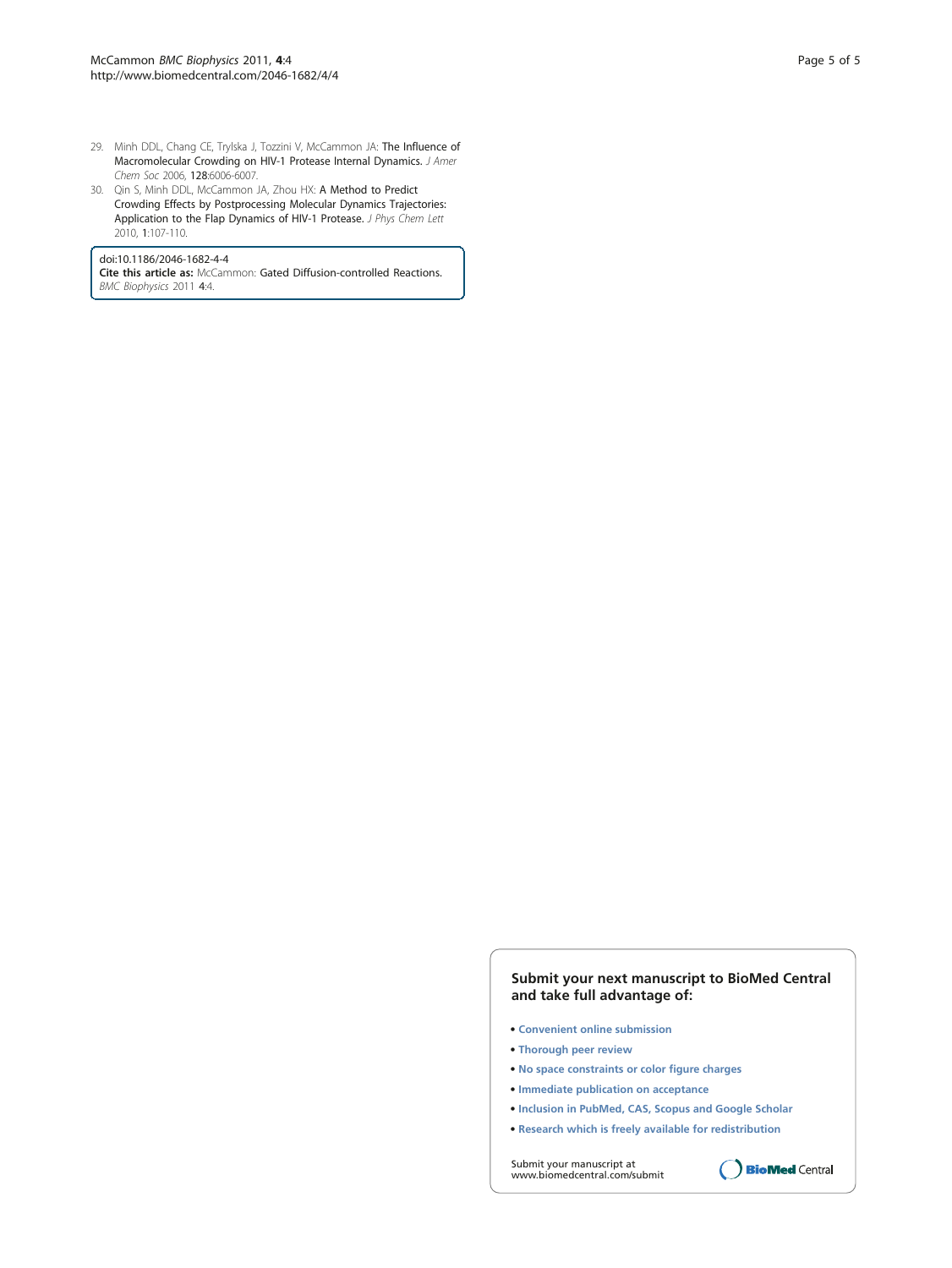29. Minh DDL, Chang CE, Trylska J, Tozzini V, McCammon JA: **The Influence of Macromolecular Crowding on HIV-1 Protease Internal Dynamics.** *J Amer Chem Soc* 2006, **128**:6006-6007.
30. Qin S, Minh DDL, McCammon JA, Zhou HX: **A Method to Predict Crowding Effects by Postprocessing Molecular Dynamics Trajectories: Application to the Flap Dynamics of HIV-1 Protease.** *J Phys Chem Lett* 2010, **1**:107-110.

doi:10.1186/2046-1682-4-4
**Cite this article as:** McCammon: Gated Diffusion-controlled Reactions. *BMC Biophysics* 2011 **4**:4.

**Submit your next manuscript to BioMed Central and take full advantage of:**

- **Convenient online submission**
- **Thorough peer review**
- **No space constraints or color figure charges**
- **Immediate publication on acceptance**
- **Inclusion in PubMed, CAS, Scopus and Google Scholar**
- **Research which is freely available for redistribution**

Submit your manuscript at
www.biomedcentral.com/submit

BioMed Central